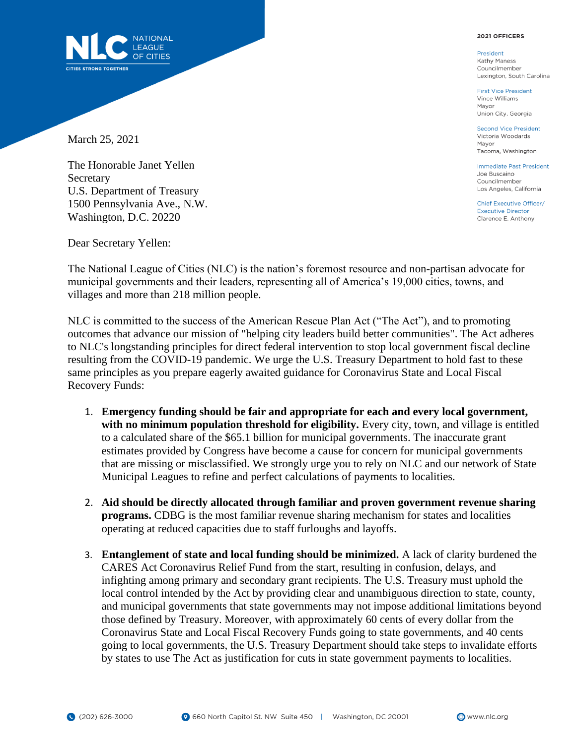**NATIONAL LEAGUE OF CITIES**
CITIES STRONG TOGETHER

**2021 OFFICERS**

President
Kathy Maness
Councilmember
Lexington, South Carolina

First Vice President
Vince Williams
Mayor
Union City, Georgia

Second Vice President
Victoria Woodards
Mayor
Tacoma, Washington

Immediate Past President
Joe Buscaino
Councilmember
Los Angeles, California

Chief Executive Officer/
Executive Director
Clarence E. Anthony

March 25, 2021

The Honorable Janet Yellen
Secretary
U.S. Department of Treasury
1500 Pennsylvania Ave., N.W.
Washington, D.C. 20220

Dear Secretary Yellen:

The National League of Cities (NLC) is the nation's foremost resource and non-partisan advocate for municipal governments and their leaders, representing all of America's 19,000 cities, towns, and villages and more than 218 million people.

NLC is committed to the success of the American Rescue Plan Act ("The Act"), and to promoting outcomes that advance our mission of "helping city leaders build better communities". The Act adheres to NLC's longstanding principles for direct federal intervention to stop local government fiscal decline resulting from the COVID-19 pandemic. We urge the U.S. Treasury Department to hold fast to these same principles as you prepare eagerly awaited guidance for Coronavirus State and Local Fiscal Recovery Funds:

1. **Emergency funding should be fair and appropriate for each and every local government, with no minimum population threshold for eligibility.** Every city, town, and village is entitled to a calculated share of the $65.1 billion for municipal governments. The inaccurate grant estimates provided by Congress have become a cause for concern for municipal governments that are missing or misclassified. We strongly urge you to rely on NLC and our network of State Municipal Leagues to refine and perfect calculations of payments to localities.

2. **Aid should be directly allocated through familiar and proven government revenue sharing programs.** CDBG is the most familiar revenue sharing mechanism for states and localities operating at reduced capacities due to staff furloughs and layoffs.

3. **Entanglement of state and local funding should be minimized.** A lack of clarity burdened the CARES Act Coronavirus Relief Fund from the start, resulting in confusion, delays, and infighting among primary and secondary grant recipients. The U.S. Treasury must uphold the local control intended by the Act by providing clear and unambiguous direction to state, county, and municipal governments that state governments may not impose additional limitations beyond those defined by Treasury. Moreover, with approximately 60 cents of every dollar from the Coronavirus State and Local Fiscal Recovery Funds going to state governments, and 40 cents going to local governments, the U.S. Treasury Department should take steps to invalidate efforts by states to use The Act as justification for cuts in state government payments to localities.

(202) 626-3000 | 660 North Capitol St. NW Suite 450 | Washington, DC 20001 | www.nlc.org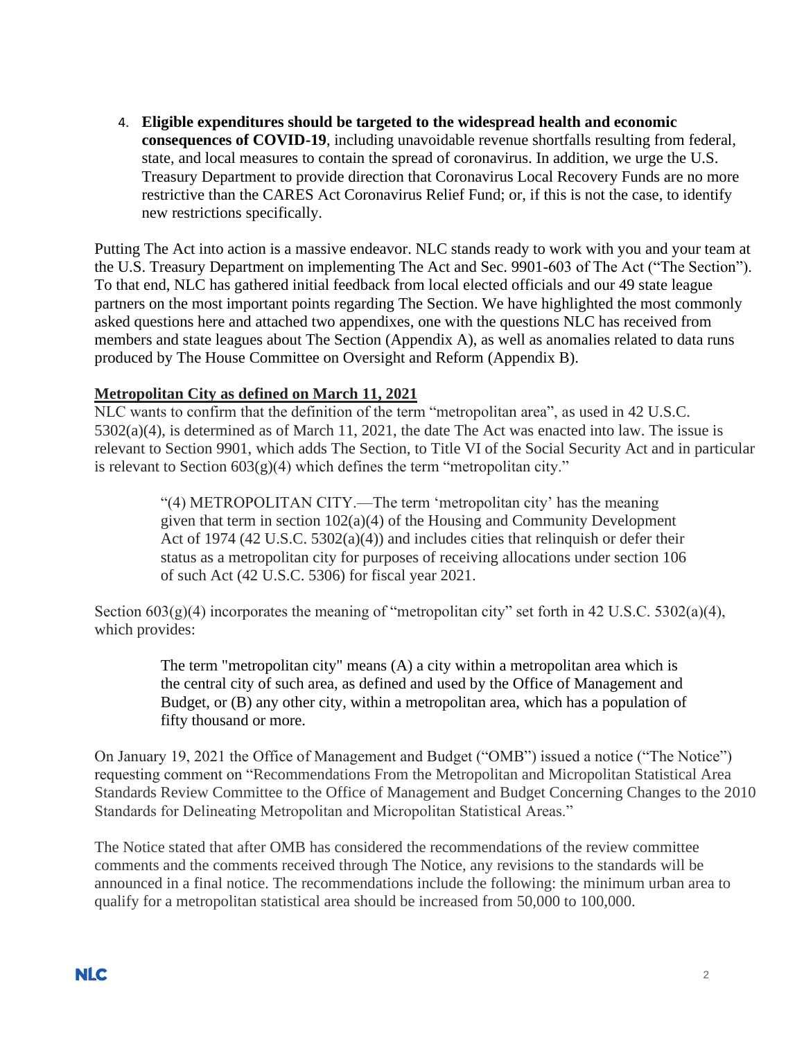4. **Eligible expenditures should be targeted to the widespread health and economic consequences of COVID-19**, including unavoidable revenue shortfalls resulting from federal, state, and local measures to contain the spread of coronavirus. In addition, we urge the U.S. Treasury Department to provide direction that Coronavirus Local Recovery Funds are no more restrictive than the CARES Act Coronavirus Relief Fund; or, if this is not the case, to identify new restrictions specifically.

Putting The Act into action is a massive endeavor. NLC stands ready to work with you and your team at the U.S. Treasury Department on implementing The Act and Sec. 9901-603 of The Act ("The Section"). To that end, NLC has gathered initial feedback from local elected officials and our 49 state league partners on the most important points regarding The Section. We have highlighted the most commonly asked questions here and attached two appendixes, one with the questions NLC has received from members and state leagues about The Section (Appendix A), as well as anomalies related to data runs produced by The House Committee on Oversight and Reform (Appendix B).

**Metropolitan City as defined on March 11, 2021**

NLC wants to confirm that the definition of the term "metropolitan area", as used in 42 U.S.C. 5302(a)(4), is determined as of March 11, 2021, the date The Act was enacted into law. The issue is relevant to Section 9901, which adds The Section, to Title VI of the Social Security Act and in particular is relevant to Section 603(g)(4) which defines the term "metropolitan city."

> "(4) METROPOLITAN CITY.—The term 'metropolitan city' has the meaning given that term in section 102(a)(4) of the Housing and Community Development Act of 1974 (42 U.S.C. 5302(a)(4)) and includes cities that relinquish or defer their status as a metropolitan city for purposes of receiving allocations under section 106 of such Act (42 U.S.C. 5306) for fiscal year 2021.

Section 603(g)(4) incorporates the meaning of "metropolitan city" set forth in 42 U.S.C. 5302(a)(4), which provides:

> The term "metropolitan city" means (A) a city within a metropolitan area which is the central city of such area, as defined and used by the Office of Management and Budget, or (B) any other city, within a metropolitan area, which has a population of fifty thousand or more.

On January 19, 2021 the Office of Management and Budget ("OMB") issued a notice ("The Notice") requesting comment on "Recommendations From the Metropolitan and Micropolitan Statistical Area Standards Review Committee to the Office of Management and Budget Concerning Changes to the 2010 Standards for Delineating Metropolitan and Micropolitan Statistical Areas."

The Notice stated that after OMB has considered the recommendations of the review committee comments and the comments received through The Notice, any revisions to the standards will be announced in a final notice. The recommendations include the following: the minimum urban area to qualify for a metropolitan statistical area should be increased from 50,000 to 100,000.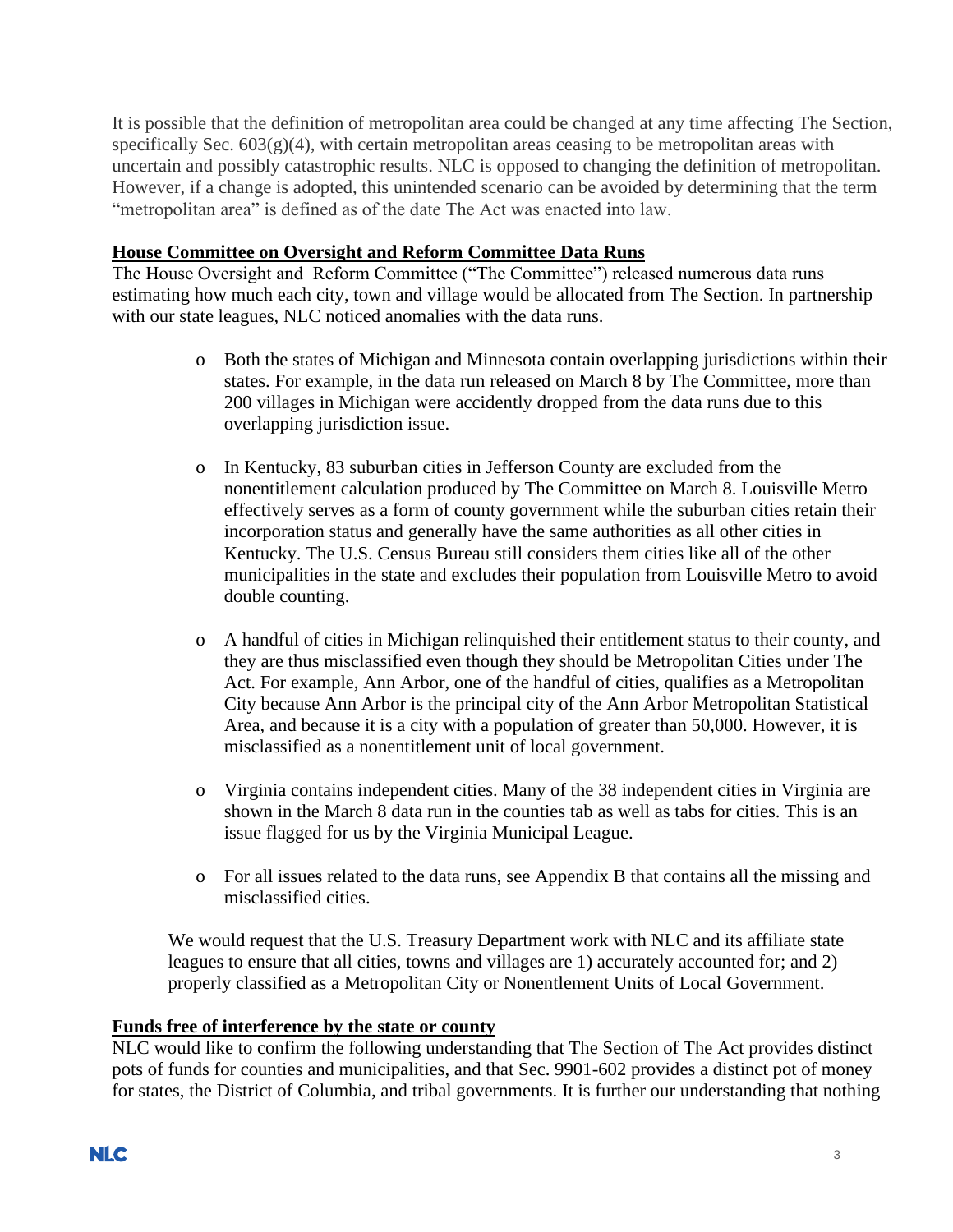It is possible that the definition of metropolitan area could be changed at any time affecting The Section, specifically Sec. 603(g)(4), with certain metropolitan areas ceasing to be metropolitan areas with uncertain and possibly catastrophic results. NLC is opposed to changing the definition of metropolitan. However, if a change is adopted, this unintended scenario can be avoided by determining that the term "metropolitan area" is defined as of the date The Act was enacted into law.

**House Committee on Oversight and Reform Committee Data Runs**

The House Oversight and Reform Committee ("The Committee") released numerous data runs estimating how much each city, town and village would be allocated from The Section. In partnership with our state leagues, NLC noticed anomalies with the data runs.

- Both the states of Michigan and Minnesota contain overlapping jurisdictions within their states. For example, in the data run released on March 8 by The Committee, more than 200 villages in Michigan were accidently dropped from the data runs due to this overlapping jurisdiction issue.

- In Kentucky, 83 suburban cities in Jefferson County are excluded from the nonentitlement calculation produced by The Committee on March 8. Louisville Metro effectively serves as a form of county government while the suburban cities retain their incorporation status and generally have the same authorities as all other cities in Kentucky. The U.S. Census Bureau still considers them cities like all of the other municipalities in the state and excludes their population from Louisville Metro to avoid double counting.

- A handful of cities in Michigan relinquished their entitlement status to their county, and they are thus misclassified even though they should be Metropolitan Cities under The Act. For example, Ann Arbor, one of the handful of cities, qualifies as a Metropolitan City because Ann Arbor is the principal city of the Ann Arbor Metropolitan Statistical Area, and because it is a city with a population of greater than 50,000. However, it is misclassified as a nonentitlement unit of local government.

- Virginia contains independent cities. Many of the 38 independent cities in Virginia are shown in the March 8 data run in the counties tab as well as tabs for cities. This is an issue flagged for us by the Virginia Municipal League.

- For all issues related to the data runs, see Appendix B that contains all the missing and misclassified cities.

We would request that the U.S. Treasury Department work with NLC and its affiliate state leagues to ensure that all cities, towns and villages are 1) accurately accounted for; and 2) properly classified as a Metropolitan City or Nonentlement Units of Local Government.

**Funds free of interference by the state or county**

NLC would like to confirm the following understanding that The Section of The Act provides distinct pots of funds for counties and municipalities, and that Sec. 9901-602 provides a distinct pot of money for states, the District of Columbia, and tribal governments. It is further our understanding that nothing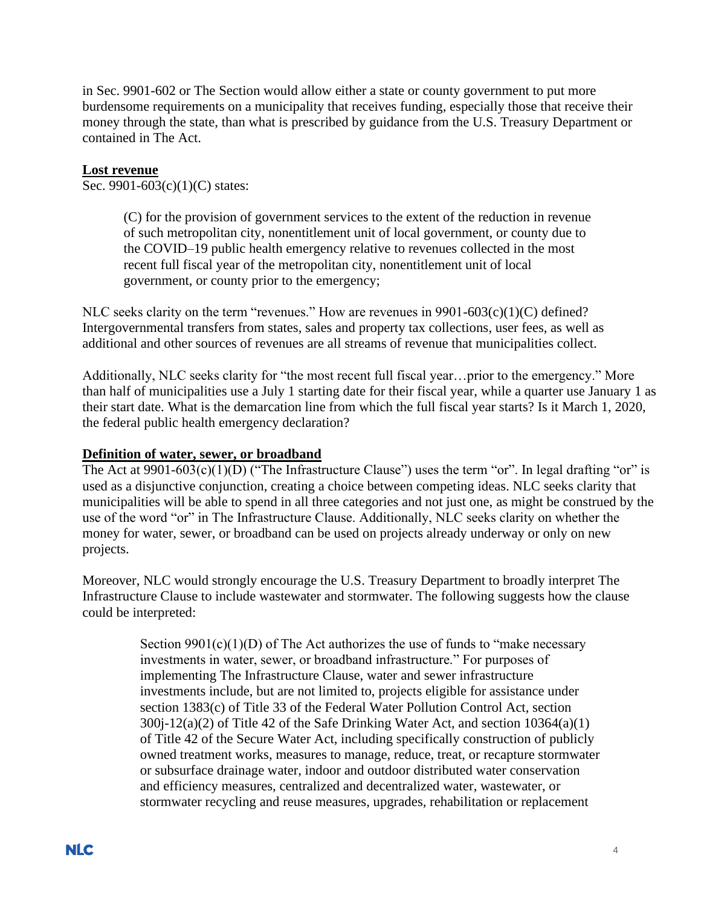in Sec. 9901-602 or The Section would allow either a state or county government to put more burdensome requirements on a municipality that receives funding, especially those that receive their money through the state, than what is prescribed by guidance from the U.S. Treasury Department or contained in The Act.

**Lost revenue**

Sec. 9901-603(c)(1)(C) states:

> (C) for the provision of government services to the extent of the reduction in revenue of such metropolitan city, nonentitlement unit of local government, or county due to the COVID–19 public health emergency relative to revenues collected in the most recent full fiscal year of the metropolitan city, nonentitlement unit of local government, or county prior to the emergency;

NLC seeks clarity on the term "revenues." How are revenues in 9901-603(c)(1)(C) defined? Intergovernmental transfers from states, sales and property tax collections, user fees, as well as additional and other sources of revenues are all streams of revenue that municipalities collect.

Additionally, NLC seeks clarity for "the most recent full fiscal year…prior to the emergency." More than half of municipalities use a July 1 starting date for their fiscal year, while a quarter use January 1 as their start date. What is the demarcation line from which the full fiscal year starts? Is it March 1, 2020, the federal public health emergency declaration?

**Definition of water, sewer, or broadband**

The Act at 9901-603(c)(1)(D) ("The Infrastructure Clause") uses the term "or". In legal drafting "or" is used as a disjunctive conjunction, creating a choice between competing ideas. NLC seeks clarity that municipalities will be able to spend in all three categories and not just one, as might be construed by the use of the word "or" in The Infrastructure Clause. Additionally, NLC seeks clarity on whether the money for water, sewer, or broadband can be used on projects already underway or only on new projects.

Moreover, NLC would strongly encourage the U.S. Treasury Department to broadly interpret The Infrastructure Clause to include wastewater and stormwater. The following suggests how the clause could be interpreted:

> Section 9901(c)(1)(D) of The Act authorizes the use of funds to "make necessary investments in water, sewer, or broadband infrastructure." For purposes of implementing The Infrastructure Clause, water and sewer infrastructure investments include, but are not limited to, projects eligible for assistance under section 1383(c) of Title 33 of the Federal Water Pollution Control Act, section 300j-12(a)(2) of Title 42 of the Safe Drinking Water Act, and section 10364(a)(1) of Title 42 of the Secure Water Act, including specifically construction of publicly owned treatment works, measures to manage, reduce, treat, or recapture stormwater or subsurface drainage water, indoor and outdoor distributed water conservation and efficiency measures, centralized and decentralized water, wastewater, or stormwater recycling and reuse measures, upgrades, rehabilitation or replacement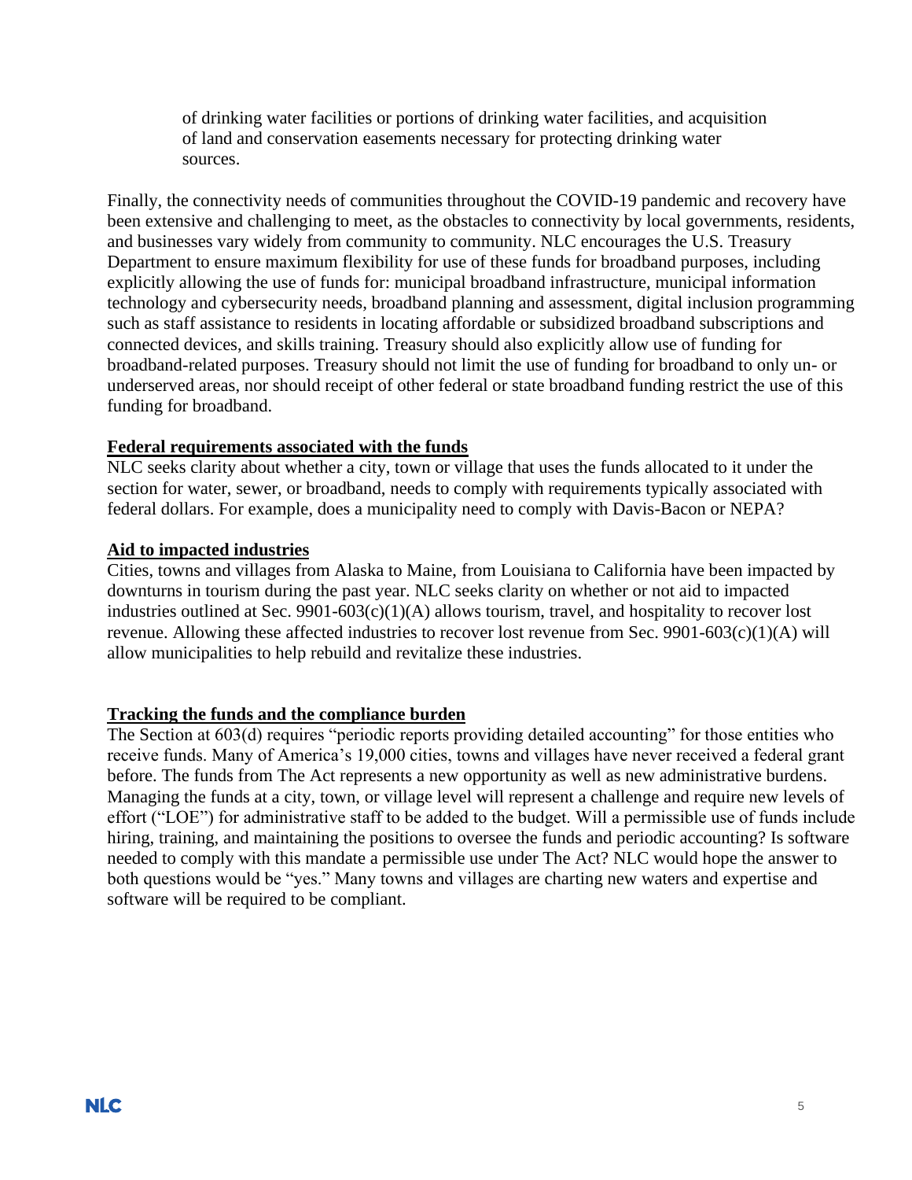of drinking water facilities or portions of drinking water facilities, and acquisition of land and conservation easements necessary for protecting drinking water sources.

Finally, the connectivity needs of communities throughout the COVID-19 pandemic and recovery have been extensive and challenging to meet, as the obstacles to connectivity by local governments, residents, and businesses vary widely from community to community. NLC encourages the U.S. Treasury Department to ensure maximum flexibility for use of these funds for broadband purposes, including explicitly allowing the use of funds for: municipal broadband infrastructure, municipal information technology and cybersecurity needs, broadband planning and assessment, digital inclusion programming such as staff assistance to residents in locating affordable or subsidized broadband subscriptions and connected devices, and skills training. Treasury should also explicitly allow use of funding for broadband-related purposes. Treasury should not limit the use of funding for broadband to only un- or underserved areas, nor should receipt of other federal or state broadband funding restrict the use of this funding for broadband.

## Federal requirements associated with the funds

NLC seeks clarity about whether a city, town or village that uses the funds allocated to it under the section for water, sewer, or broadband, needs to comply with requirements typically associated with federal dollars. For example, does a municipality need to comply with Davis-Bacon or NEPA?

## Aid to impacted industries

Cities, towns and villages from Alaska to Maine, from Louisiana to California have been impacted by downturns in tourism during the past year. NLC seeks clarity on whether or not aid to impacted industries outlined at Sec. 9901-603(c)(1)(A) allows tourism, travel, and hospitality to recover lost revenue. Allowing these affected industries to recover lost revenue from Sec. 9901-603(c)(1)(A) will allow municipalities to help rebuild and revitalize these industries.

## Tracking the funds and the compliance burden

The Section at 603(d) requires "periodic reports providing detailed accounting" for those entities who receive funds. Many of America's 19,000 cities, towns and villages have never received a federal grant before. The funds from The Act represents a new opportunity as well as new administrative burdens. Managing the funds at a city, town, or village level will represent a challenge and require new levels of effort ("LOE") for administrative staff to be added to the budget. Will a permissible use of funds include hiring, training, and maintaining the positions to oversee the funds and periodic accounting? Is software needed to comply with this mandate a permissible use under The Act? NLC would hope the answer to both questions would be "yes." Many towns and villages are charting new waters and expertise and software will be required to be compliant.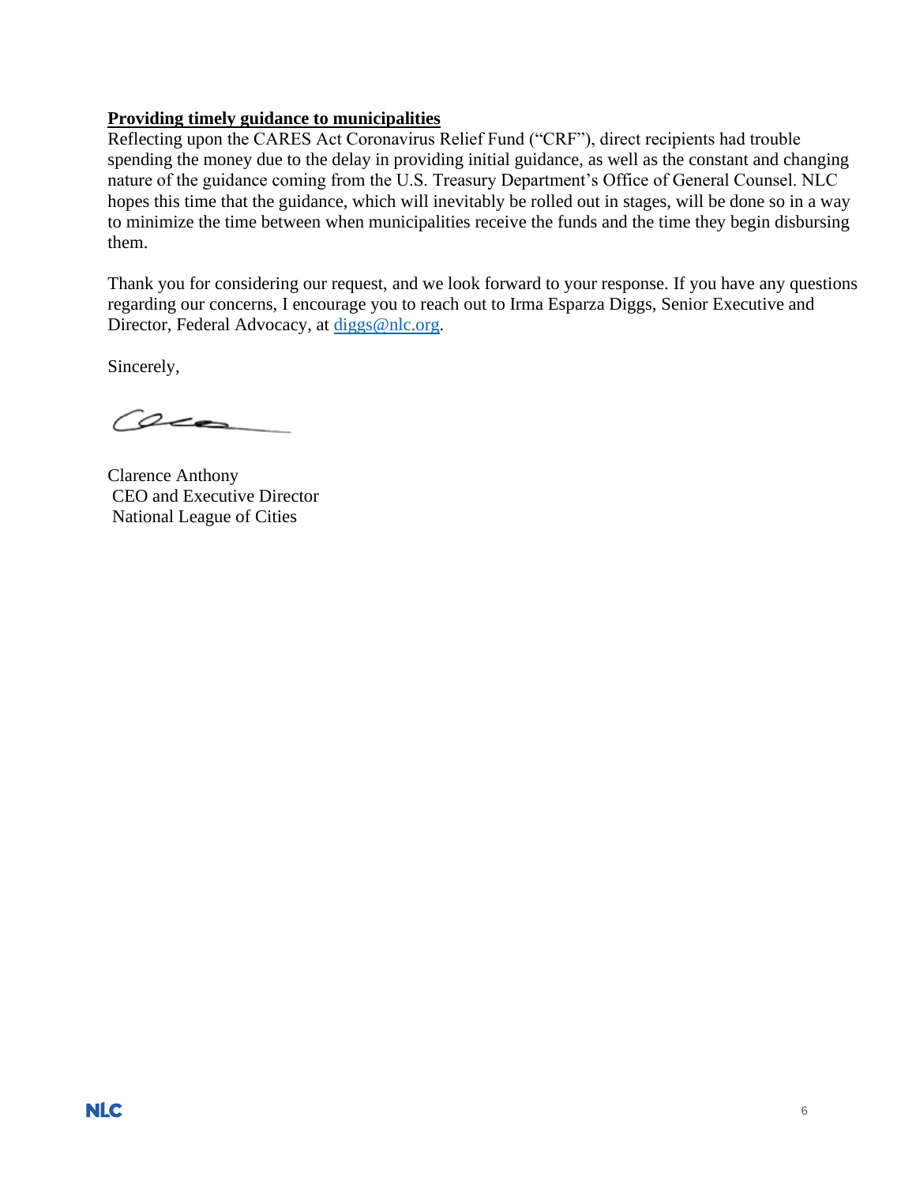**Providing timely guidance to municipalities**

Reflecting upon the CARES Act Coronavirus Relief Fund ("CRF"), direct recipients had trouble spending the money due to the delay in providing initial guidance, as well as the constant and changing nature of the guidance coming from the U.S. Treasury Department's Office of General Counsel. NLC hopes this time that the guidance, which will inevitably be rolled out in stages, will be done so in a way to minimize the time between when municipalities receive the funds and the time they begin disbursing them.

Thank you for considering our request, and we look forward to your response. If you have any questions regarding our concerns, I encourage you to reach out to Irma Esparza Diggs, Senior Executive and Director, Federal Advocacy, at diggs@nlc.org.

Sincerely,

Clarence Anthony
CEO and Executive Director
National League of Cities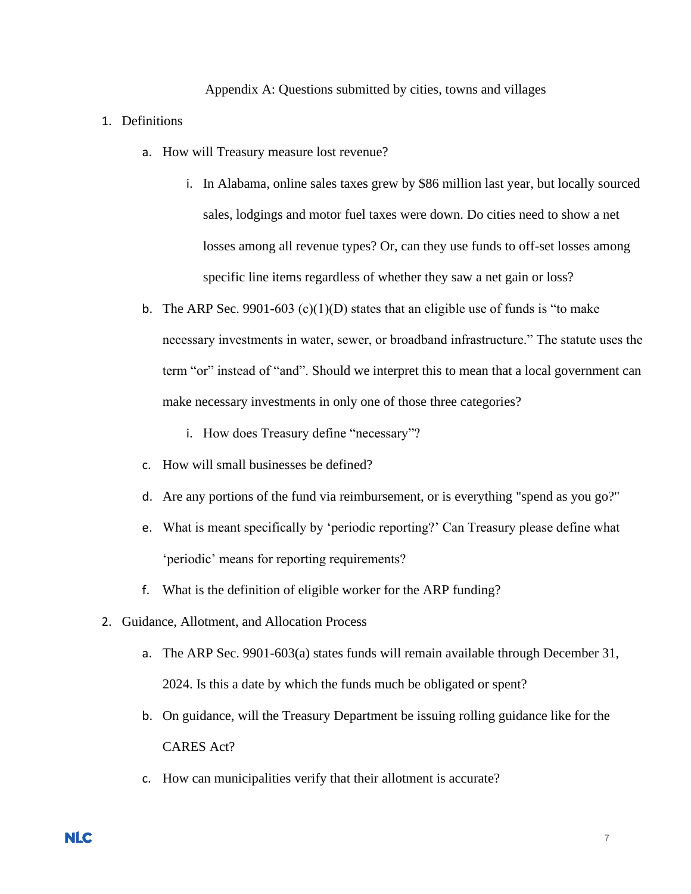Appendix A: Questions submitted by cities, towns and villages

1. Definitions
   a. How will Treasury measure lost revenue?
      i. In Alabama, online sales taxes grew by $86 million last year, but locally sourced sales, lodgings and motor fuel taxes were down. Do cities need to show a net losses among all revenue types? Or, can they use funds to off-set losses among specific line items regardless of whether they saw a net gain or loss?
   b. The ARP Sec. 9901-603 (c)(1)(D) states that an eligible use of funds is "to make necessary investments in water, sewer, or broadband infrastructure." The statute uses the term "or" instead of "and". Should we interpret this to mean that a local government can make necessary investments in only one of those three categories?
      i. How does Treasury define "necessary"?
   c. How will small businesses be defined?
   d. Are any portions of the fund via reimbursement, or is everything "spend as you go?"
   e. What is meant specifically by 'periodic reporting?' Can Treasury please define what 'periodic' means for reporting requirements?
   f. What is the definition of eligible worker for the ARP funding?
2. Guidance, Allotment, and Allocation Process
   a. The ARP Sec. 9901-603(a) states funds will remain available through December 31, 2024. Is this a date by which the funds much be obligated or spent?
   b. On guidance, will the Treasury Department be issuing rolling guidance like for the CARES Act?
   c. How can municipalities verify that their allotment is accurate?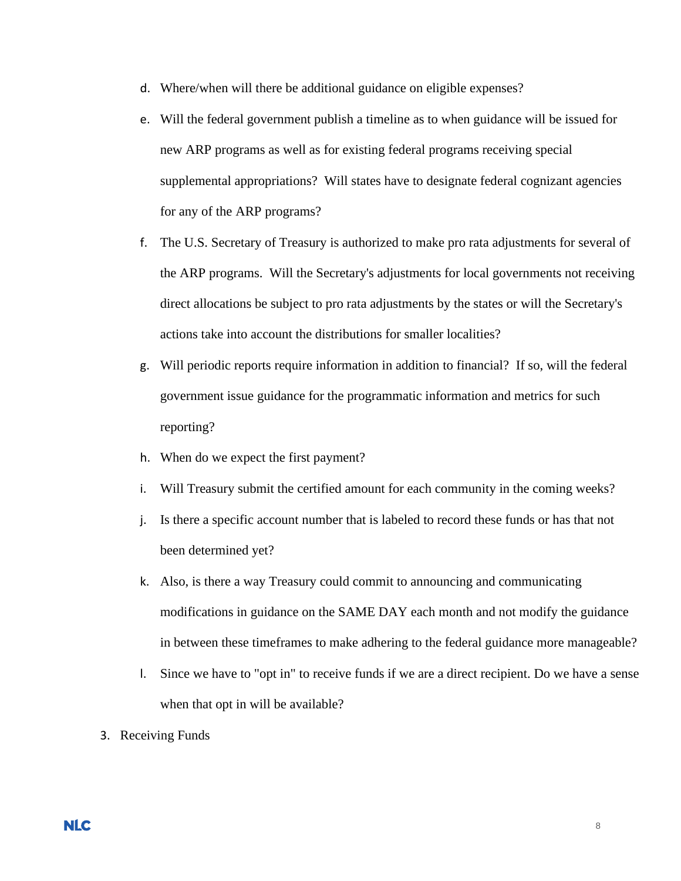d. Where/when will there be additional guidance on eligible expenses?

e. Will the federal government publish a timeline as to when guidance will be issued for new ARP programs as well as for existing federal programs receiving special supplemental appropriations? Will states have to designate federal cognizant agencies for any of the ARP programs?

f. The U.S. Secretary of Treasury is authorized to make pro rata adjustments for several of the ARP programs. Will the Secretary's adjustments for local governments not receiving direct allocations be subject to pro rata adjustments by the states or will the Secretary's actions take into account the distributions for smaller localities?

g. Will periodic reports require information in addition to financial? If so, will the federal government issue guidance for the programmatic information and metrics for such reporting?

h. When do we expect the first payment?

i. Will Treasury submit the certified amount for each community in the coming weeks?

j. Is there a specific account number that is labeled to record these funds or has that not been determined yet?

k. Also, is there a way Treasury could commit to announcing and communicating modifications in guidance on the SAME DAY each month and not modify the guidance in between these timeframes to make adhering to the federal guidance more manageable?

l. Since we have to "opt in" to receive funds if we are a direct recipient. Do we have a sense when that opt in will be available?

3. Receiving Funds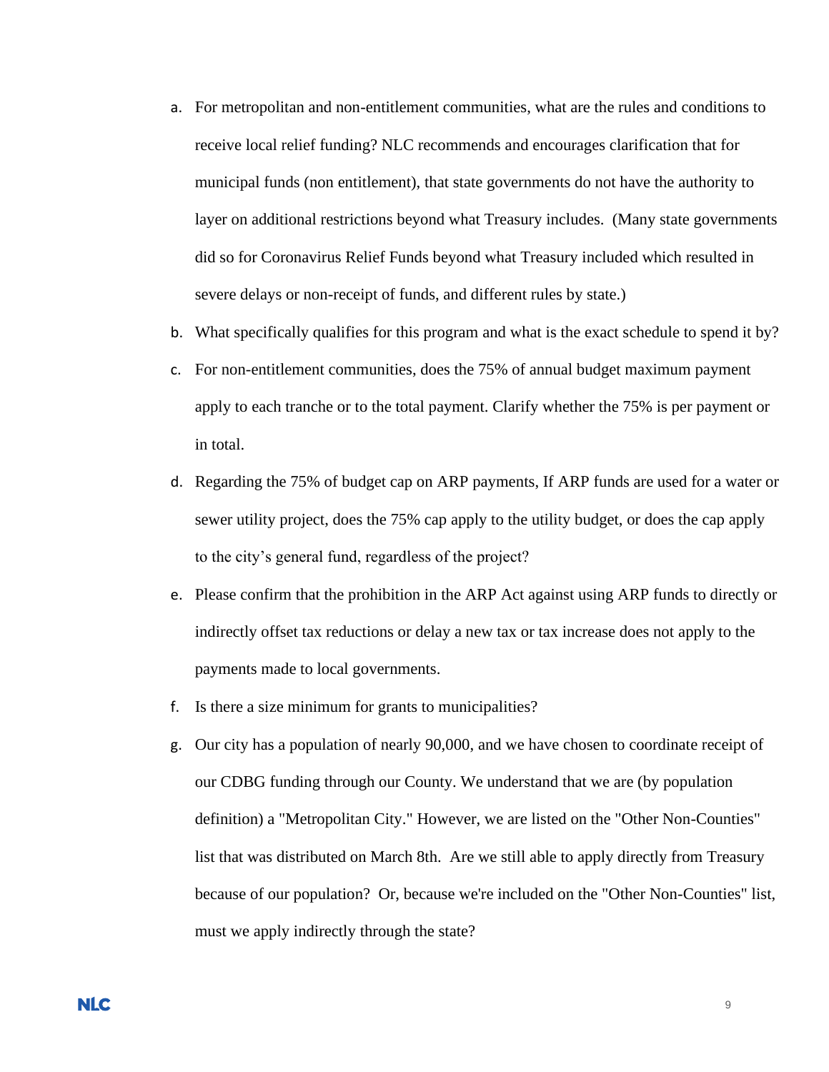a. For metropolitan and non-entitlement communities, what are the rules and conditions to receive local relief funding? NLC recommends and encourages clarification that for municipal funds (non entitlement), that state governments do not have the authority to layer on additional restrictions beyond what Treasury includes. (Many state governments did so for Coronavirus Relief Funds beyond what Treasury included which resulted in severe delays or non-receipt of funds, and different rules by state.)
b. What specifically qualifies for this program and what is the exact schedule to spend it by?
c. For non-entitlement communities, does the 75% of annual budget maximum payment apply to each tranche or to the total payment. Clarify whether the 75% is per payment or in total.
d. Regarding the 75% of budget cap on ARP payments, If ARP funds are used for a water or sewer utility project, does the 75% cap apply to the utility budget, or does the cap apply to the city's general fund, regardless of the project?
e. Please confirm that the prohibition in the ARP Act against using ARP funds to directly or indirectly offset tax reductions or delay a new tax or tax increase does not apply to the payments made to local governments.
f. Is there a size minimum for grants to municipalities?
g. Our city has a population of nearly 90,000, and we have chosen to coordinate receipt of our CDBG funding through our County. We understand that we are (by population definition) a "Metropolitan City." However, we are listed on the "Other Non-Counties" list that was distributed on March 8th. Are we still able to apply directly from Treasury because of our population? Or, because we're included on the "Other Non-Counties" list, must we apply indirectly through the state?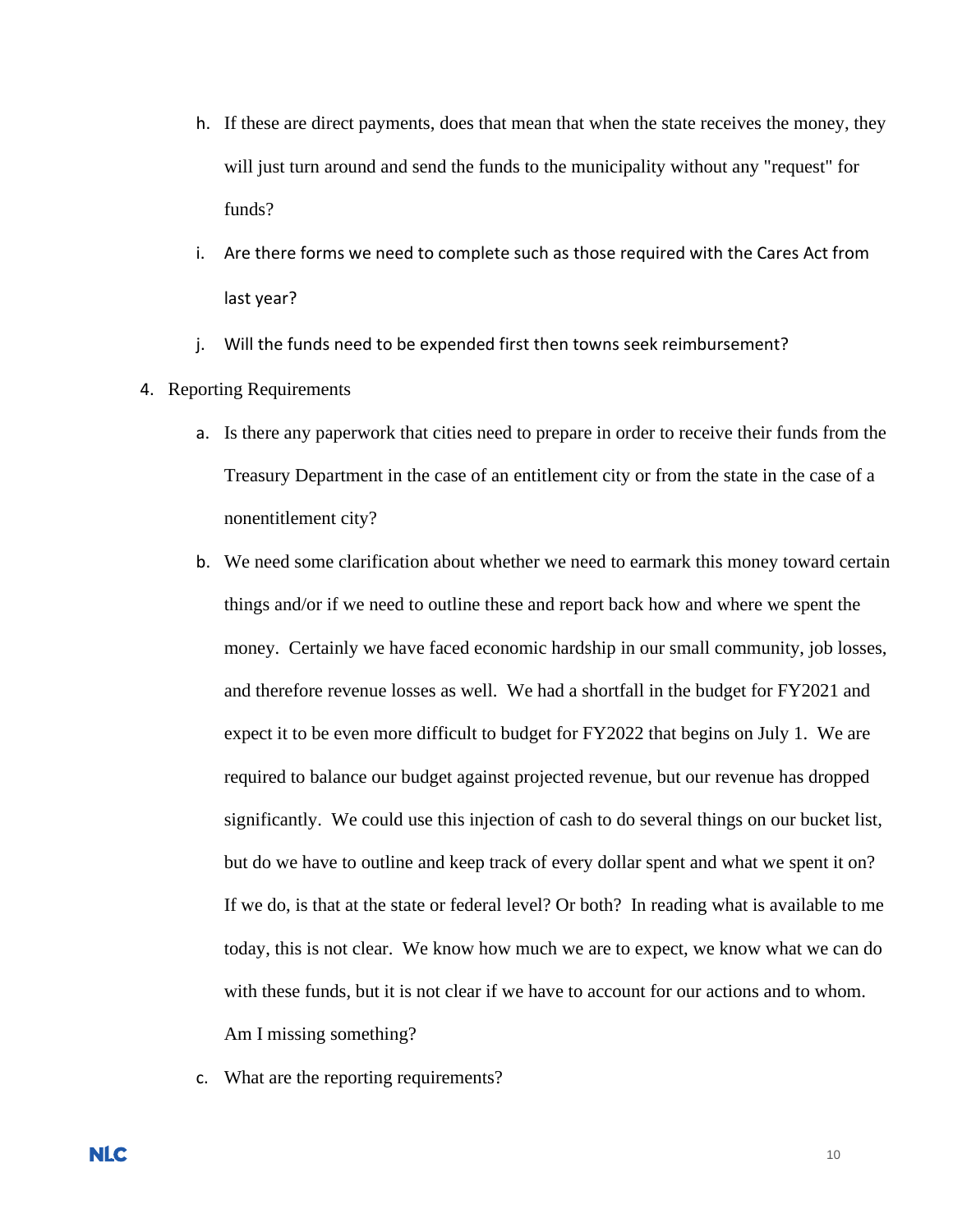h. If these are direct payments, does that mean that when the state receives the money, they will just turn around and send the funds to the municipality without any "request" for funds?

i. Are there forms we need to complete such as those required with the Cares Act from last year?

j. Will the funds need to be expended first then towns seek reimbursement?

4. Reporting Requirements

a. Is there any paperwork that cities need to prepare in order to receive their funds from the Treasury Department in the case of an entitlement city or from the state in the case of a nonentitlement city?

b. We need some clarification about whether we need to earmark this money toward certain things and/or if we need to outline these and report back how and where we spent the money. Certainly we have faced economic hardship in our small community, job losses, and therefore revenue losses as well. We had a shortfall in the budget for FY2021 and expect it to be even more difficult to budget for FY2022 that begins on July 1. We are required to balance our budget against projected revenue, but our revenue has dropped significantly. We could use this injection of cash to do several things on our bucket list, but do we have to outline and keep track of every dollar spent and what we spent it on? If we do, is that at the state or federal level? Or both? In reading what is available to me today, this is not clear. We know how much we are to expect, we know what we can do with these funds, but it is not clear if we have to account for our actions and to whom. Am I missing something?

c. What are the reporting requirements?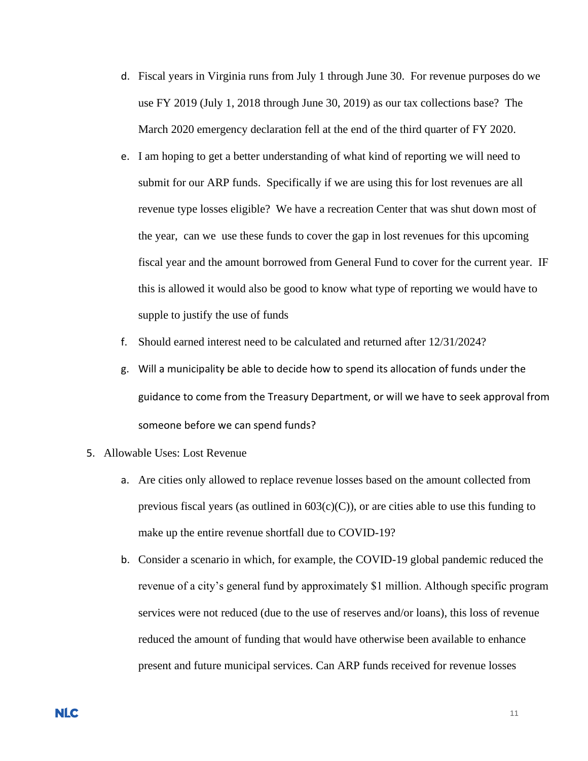d. Fiscal years in Virginia runs from July 1 through June 30. For revenue purposes do we use FY 2019 (July 1, 2018 through June 30, 2019) as our tax collections base? The March 2020 emergency declaration fell at the end of the third quarter of FY 2020.

e. I am hoping to get a better understanding of what kind of reporting we will need to submit for our ARP funds. Specifically if we are using this for lost revenues are all revenue type losses eligible? We have a recreation Center that was shut down most of the year, can we use these funds to cover the gap in lost revenues for this upcoming fiscal year and the amount borrowed from General Fund to cover for the current year. IF this is allowed it would also be good to know what type of reporting we would have to supple to justify the use of funds

f. Should earned interest need to be calculated and returned after 12/31/2024?

g. Will a municipality be able to decide how to spend its allocation of funds under the guidance to come from the Treasury Department, or will we have to seek approval from someone before we can spend funds?

5. Allowable Uses: Lost Revenue

   a. Are cities only allowed to replace revenue losses based on the amount collected from previous fiscal years (as outlined in 603(c)(C)), or are cities able to use this funding to make up the entire revenue shortfall due to COVID-19?

   b. Consider a scenario in which, for example, the COVID-19 global pandemic reduced the revenue of a city's general fund by approximately $1 million. Although specific program services were not reduced (due to the use of reserves and/or loans), this loss of revenue reduced the amount of funding that would have otherwise been available to enhance present and future municipal services. Can ARP funds received for revenue losses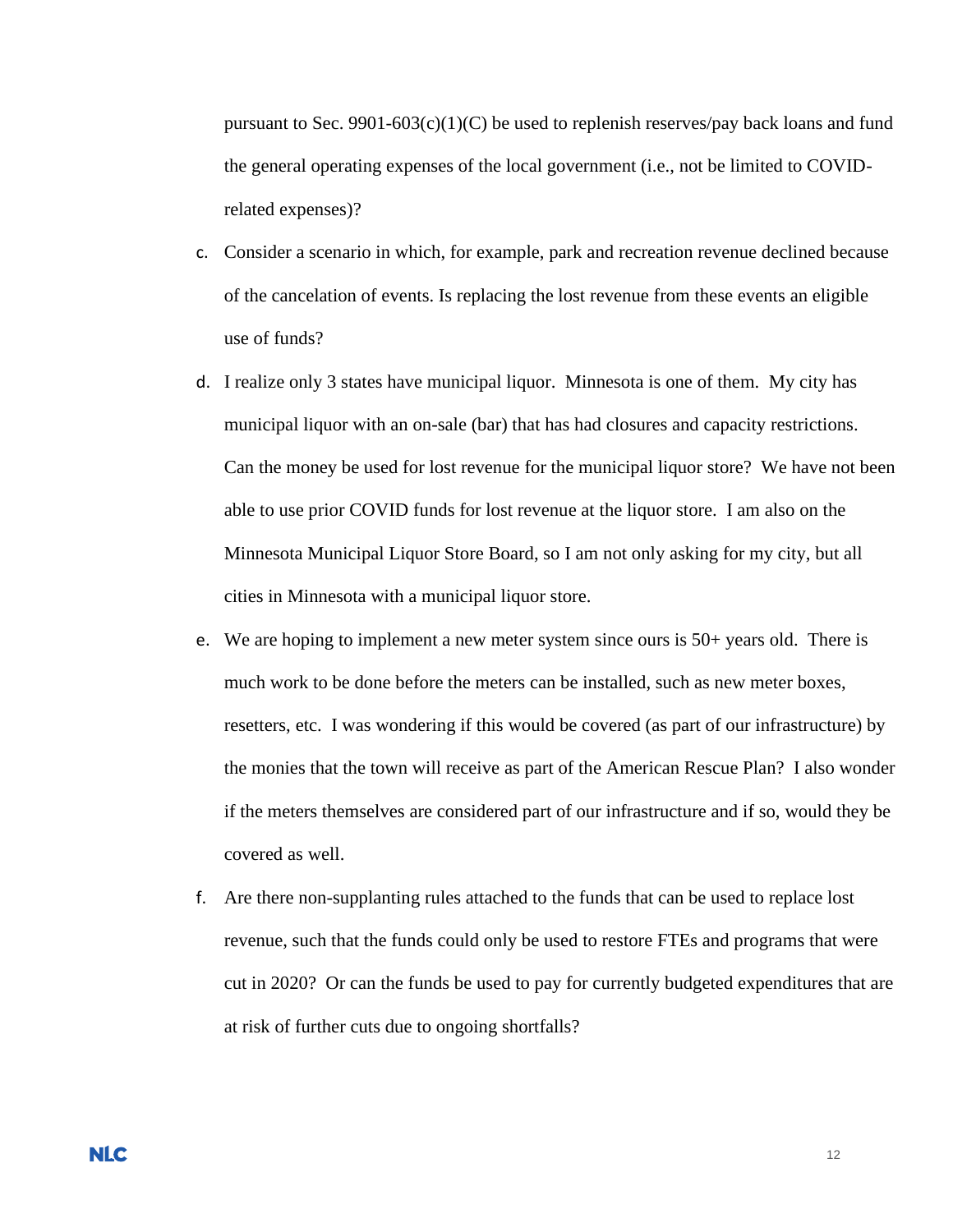pursuant to Sec. 9901-603(c)(1)(C) be used to replenish reserves/pay back loans and fund the general operating expenses of the local government (i.e., not be limited to COVID-related expenses)?

c. Consider a scenario in which, for example, park and recreation revenue declined because of the cancelation of events. Is replacing the lost revenue from these events an eligible use of funds?

d. I realize only 3 states have municipal liquor. Minnesota is one of them. My city has municipal liquor with an on-sale (bar) that has had closures and capacity restrictions. Can the money be used for lost revenue for the municipal liquor store? We have not been able to use prior COVID funds for lost revenue at the liquor store. I am also on the Minnesota Municipal Liquor Store Board, so I am not only asking for my city, but all cities in Minnesota with a municipal liquor store.

e. We are hoping to implement a new meter system since ours is 50+ years old. There is much work to be done before the meters can be installed, such as new meter boxes, resetters, etc. I was wondering if this would be covered (as part of our infrastructure) by the monies that the town will receive as part of the American Rescue Plan? I also wonder if the meters themselves are considered part of our infrastructure and if so, would they be covered as well.

f. Are there non-supplanting rules attached to the funds that can be used to replace lost revenue, such that the funds could only be used to restore FTEs and programs that were cut in 2020? Or can the funds be used to pay for currently budgeted expenditures that are at risk of further cuts due to ongoing shortfalls?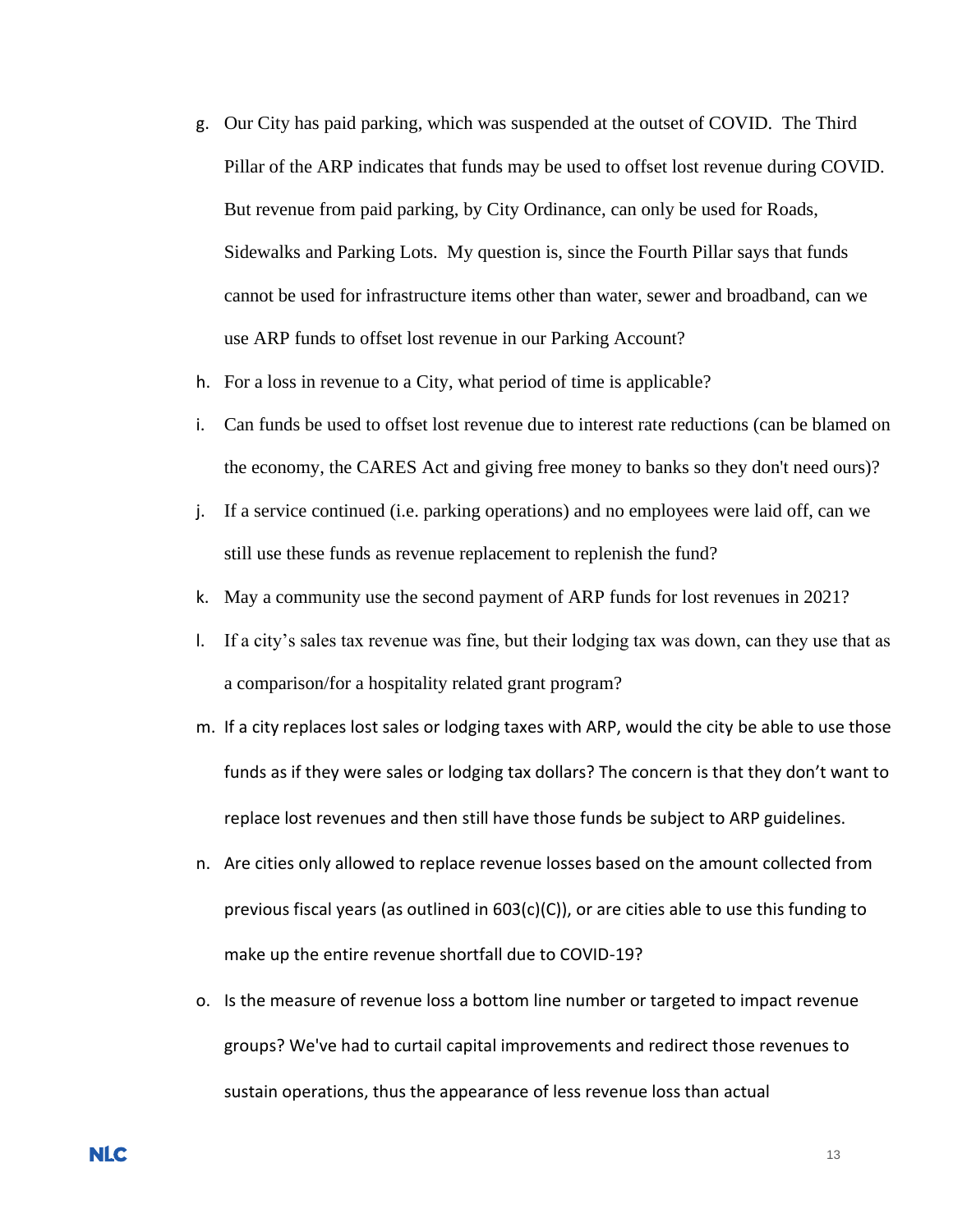g. Our City has paid parking, which was suspended at the outset of COVID. The Third Pillar of the ARP indicates that funds may be used to offset lost revenue during COVID. But revenue from paid parking, by City Ordinance, can only be used for Roads, Sidewalks and Parking Lots. My question is, since the Fourth Pillar says that funds cannot be used for infrastructure items other than water, sewer and broadband, can we use ARP funds to offset lost revenue in our Parking Account?

h. For a loss in revenue to a City, what period of time is applicable?

i. Can funds be used to offset lost revenue due to interest rate reductions (can be blamed on the economy, the CARES Act and giving free money to banks so they don't need ours)?

j. If a service continued (i.e. parking operations) and no employees were laid off, can we still use these funds as revenue replacement to replenish the fund?

k. May a community use the second payment of ARP funds for lost revenues in 2021?

l. If a city's sales tax revenue was fine, but their lodging tax was down, can they use that as a comparison/for a hospitality related grant program?

m. If a city replaces lost sales or lodging taxes with ARP, would the city be able to use those funds as if they were sales or lodging tax dollars? The concern is that they don't want to replace lost revenues and then still have those funds be subject to ARP guidelines.

n. Are cities only allowed to replace revenue losses based on the amount collected from previous fiscal years (as outlined in 603(c)(C)), or are cities able to use this funding to make up the entire revenue shortfall due to COVID-19?

o. Is the measure of revenue loss a bottom line number or targeted to impact revenue groups? We've had to curtail capital improvements and redirect those revenues to sustain operations, thus the appearance of less revenue loss than actual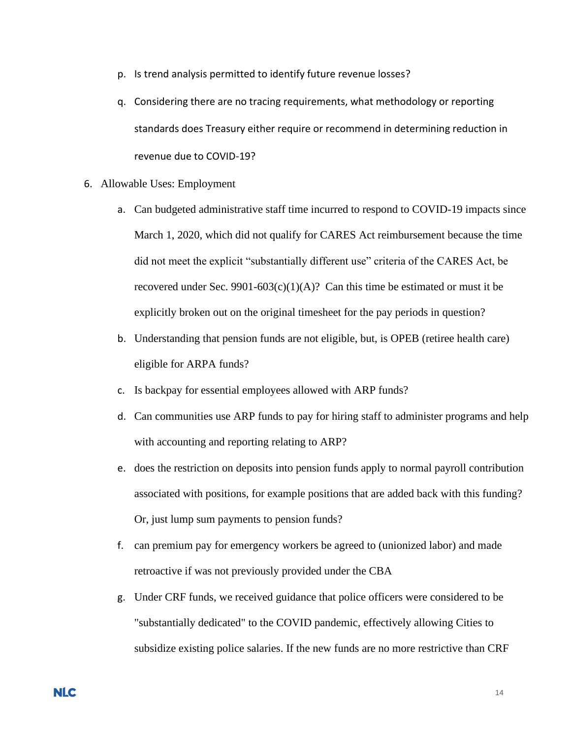p. Is trend analysis permitted to identify future revenue losses?

q. Considering there are no tracing requirements, what methodology or reporting standards does Treasury either require or recommend in determining reduction in revenue due to COVID-19?

6. Allowable Uses: Employment

   a. Can budgeted administrative staff time incurred to respond to COVID-19 impacts since March 1, 2020, which did not qualify for CARES Act reimbursement because the time did not meet the explicit "substantially different use" criteria of the CARES Act, be recovered under Sec. 9901-603(c)(1)(A)? Can this time be estimated or must it be explicitly broken out on the original timesheet for the pay periods in question?

   b. Understanding that pension funds are not eligible, but, is OPEB (retiree health care) eligible for ARPA funds?

   c. Is backpay for essential employees allowed with ARP funds?

   d. Can communities use ARP funds to pay for hiring staff to administer programs and help with accounting and reporting relating to ARP?

   e. does the restriction on deposits into pension funds apply to normal payroll contribution associated with positions, for example positions that are added back with this funding? Or, just lump sum payments to pension funds?

   f. can premium pay for emergency workers be agreed to (unionized labor) and made retroactive if was not previously provided under the CBA

   g. Under CRF funds, we received guidance that police officers were considered to be "substantially dedicated" to the COVID pandemic, effectively allowing Cities to subsidize existing police salaries. If the new funds are no more restrictive than CRF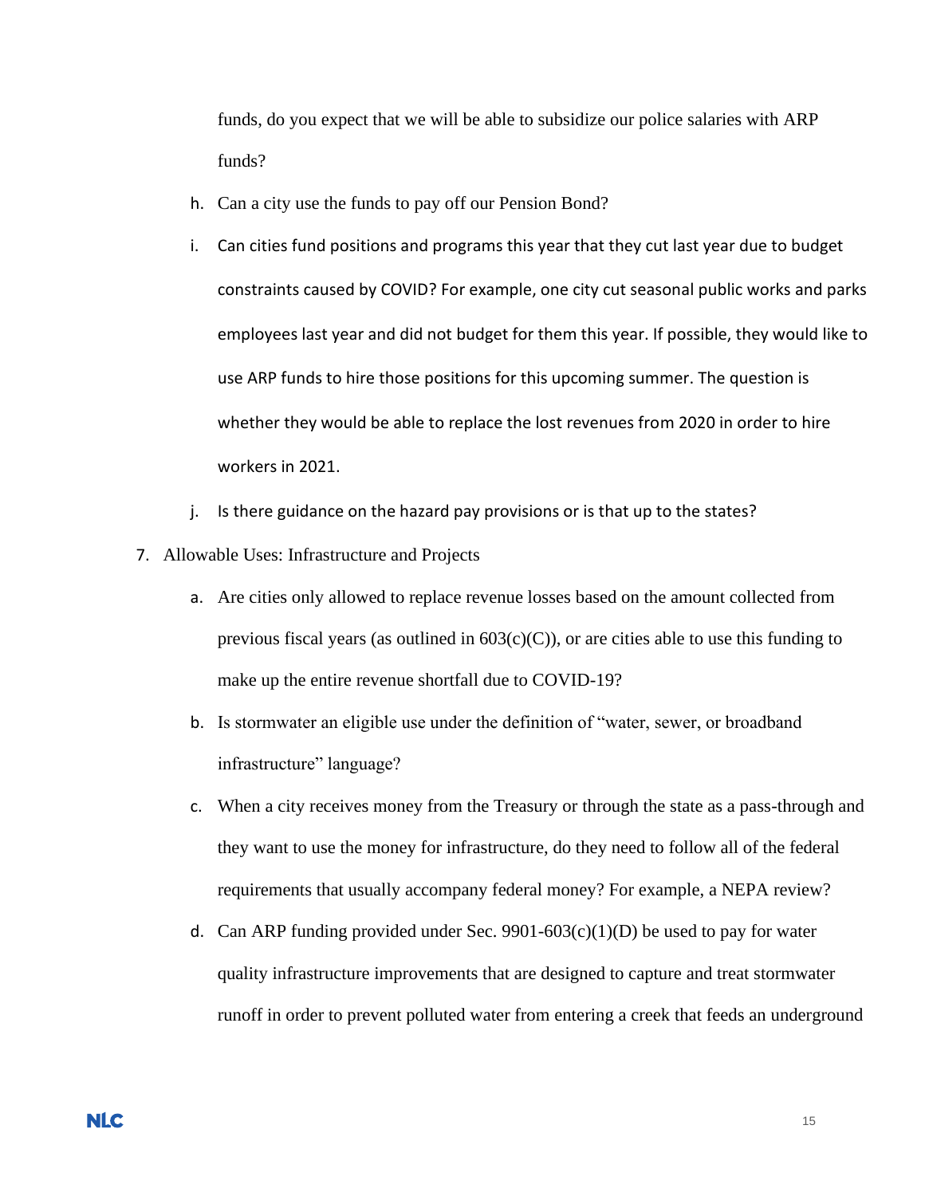funds, do you expect that we will be able to subsidize our police salaries with ARP funds?

h. Can a city use the funds to pay off our Pension Bond?

i. Can cities fund positions and programs this year that they cut last year due to budget constraints caused by COVID? For example, one city cut seasonal public works and parks employees last year and did not budget for them this year. If possible, they would like to use ARP funds to hire those positions for this upcoming summer. The question is whether they would be able to replace the lost revenues from 2020 in order to hire workers in 2021.

j. Is there guidance on the hazard pay provisions or is that up to the states?

7. Allowable Uses: Infrastructure and Projects

   a. Are cities only allowed to replace revenue losses based on the amount collected from previous fiscal years (as outlined in 603(c)(C)), or are cities able to use this funding to make up the entire revenue shortfall due to COVID-19?

   b. Is stormwater an eligible use under the definition of "water, sewer, or broadband infrastructure" language?

   c. When a city receives money from the Treasury or through the state as a pass-through and they want to use the money for infrastructure, do they need to follow all of the federal requirements that usually accompany federal money? For example, a NEPA review?

   d. Can ARP funding provided under Sec. 9901-603(c)(1)(D) be used to pay for water quality infrastructure improvements that are designed to capture and treat stormwater runoff in order to prevent polluted water from entering a creek that feeds an underground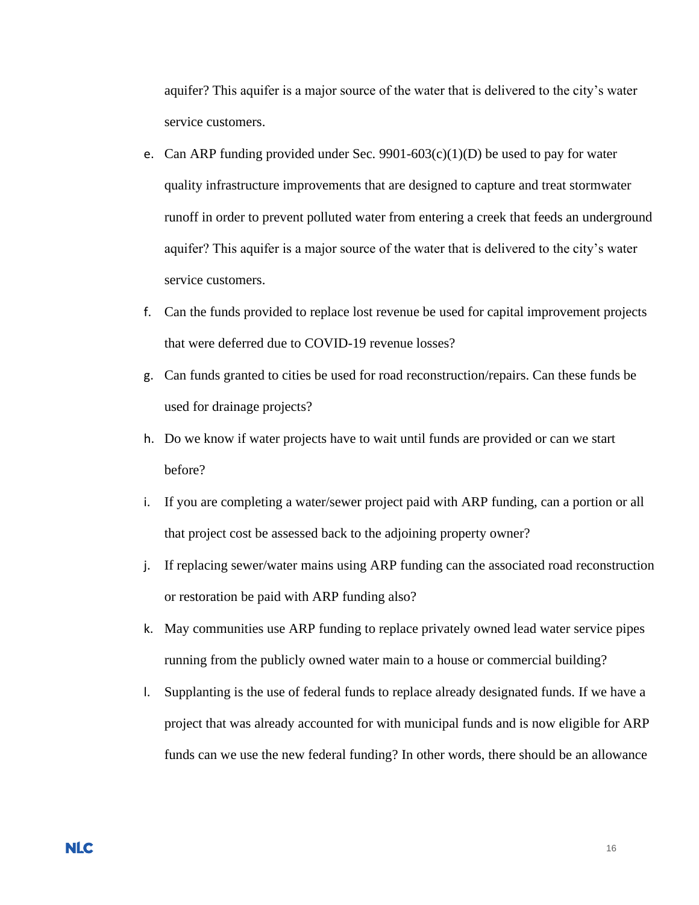aquifer? This aquifer is a major source of the water that is delivered to the city's water service customers.

e. Can ARP funding provided under Sec. 9901-603(c)(1)(D) be used to pay for water quality infrastructure improvements that are designed to capture and treat stormwater runoff in order to prevent polluted water from entering a creek that feeds an underground aquifer? This aquifer is a major source of the water that is delivered to the city's water service customers.

f. Can the funds provided to replace lost revenue be used for capital improvement projects that were deferred due to COVID-19 revenue losses?

g. Can funds granted to cities be used for road reconstruction/repairs. Can these funds be used for drainage projects?

h. Do we know if water projects have to wait until funds are provided or can we start before?

i. If you are completing a water/sewer project paid with ARP funding, can a portion or all that project cost be assessed back to the adjoining property owner?

j. If replacing sewer/water mains using ARP funding can the associated road reconstruction or restoration be paid with ARP funding also?

k. May communities use ARP funding to replace privately owned lead water service pipes running from the publicly owned water main to a house or commercial building?

l. Supplanting is the use of federal funds to replace already designated funds. If we have a project that was already accounted for with municipal funds and is now eligible for ARP funds can we use the new federal funding? In other words, there should be an allowance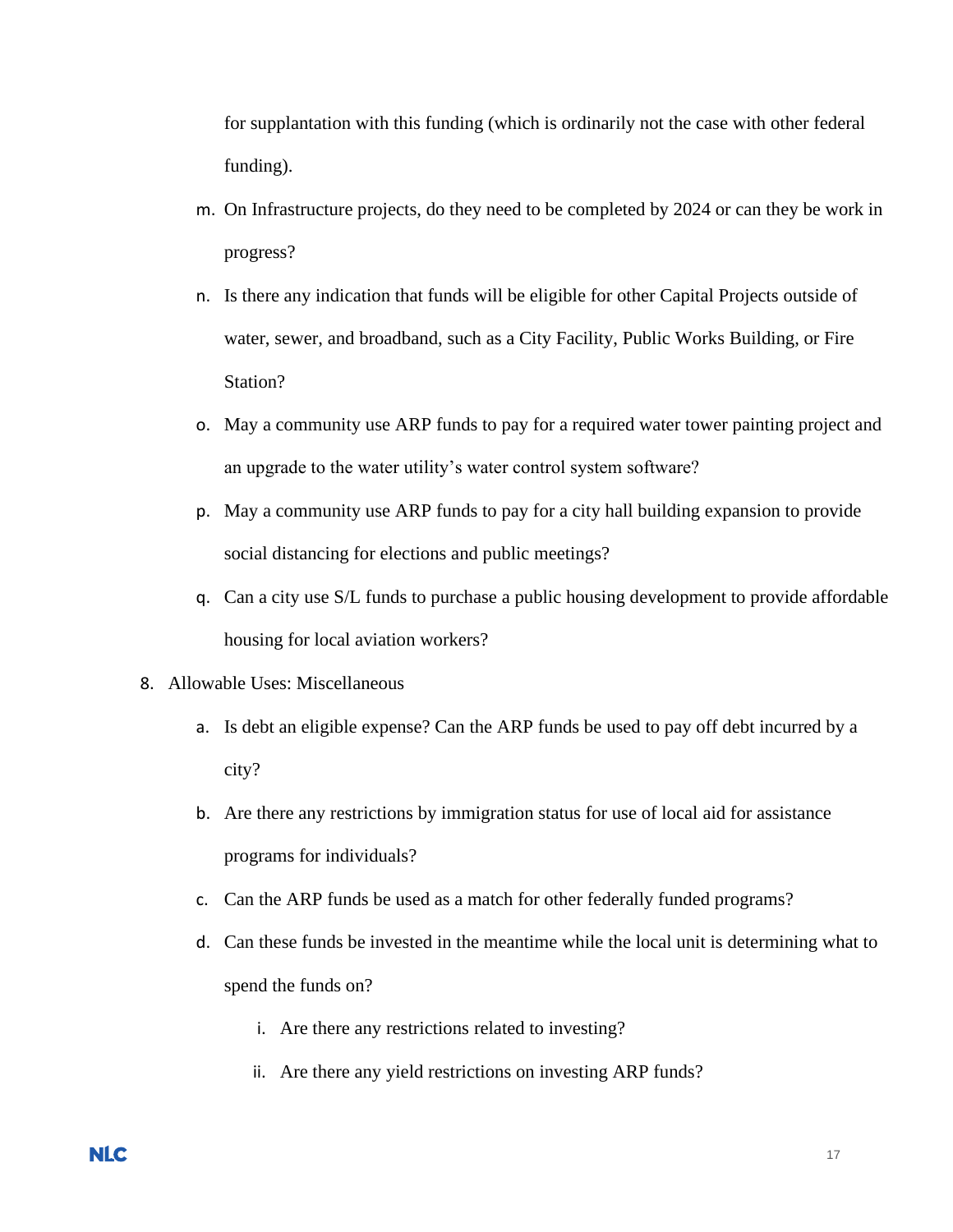for supplantation with this funding (which is ordinarily not the case with other federal funding).

m. On Infrastructure projects, do they need to be completed by 2024 or can they be work in progress?
n. Is there any indication that funds will be eligible for other Capital Projects outside of water, sewer, and broadband, such as a City Facility, Public Works Building, or Fire Station?
o. May a community use ARP funds to pay for a required water tower painting project and an upgrade to the water utility's water control system software?
p. May a community use ARP funds to pay for a city hall building expansion to provide social distancing for elections and public meetings?
q. Can a city use S/L funds to purchase a public housing development to provide affordable housing for local aviation workers?

8. Allowable Uses: Miscellaneous
    a. Is debt an eligible expense? Can the ARP funds be used to pay off debt incurred by a city?
    b. Are there any restrictions by immigration status for use of local aid for assistance programs for individuals?
    c. Can the ARP funds be used as a match for other federally funded programs?
    d. Can these funds be invested in the meantime while the local unit is determining what to spend the funds on?
        i. Are there any restrictions related to investing?
        ii. Are there any yield restrictions on investing ARP funds?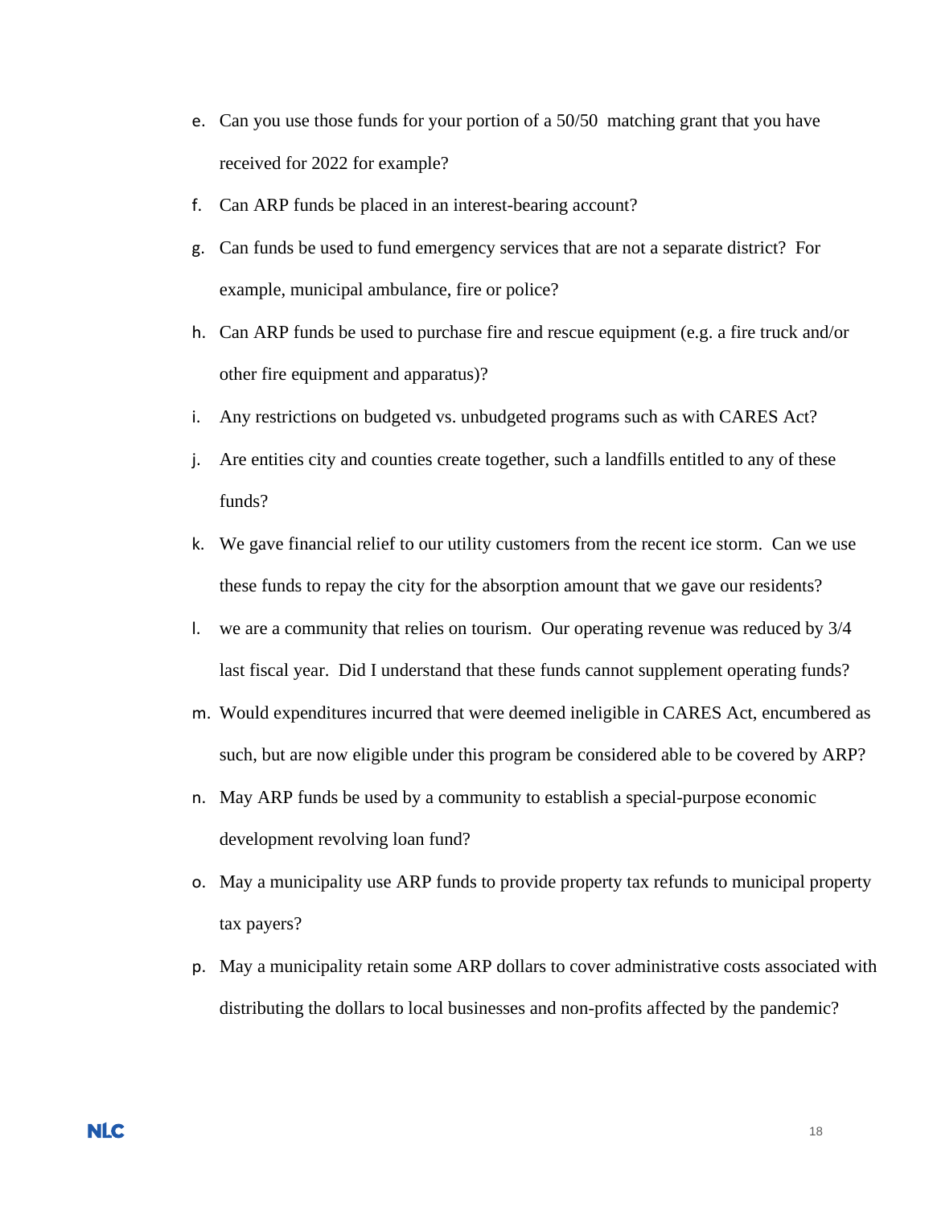e. Can you use those funds for your portion of a 50/50 matching grant that you have received for 2022 for example?
f. Can ARP funds be placed in an interest-bearing account?
g. Can funds be used to fund emergency services that are not a separate district? For example, municipal ambulance, fire or police?
h. Can ARP funds be used to purchase fire and rescue equipment (e.g. a fire truck and/or other fire equipment and apparatus)?
i. Any restrictions on budgeted vs. unbudgeted programs such as with CARES Act?
j. Are entities city and counties create together, such a landfills entitled to any of these funds?
k. We gave financial relief to our utility customers from the recent ice storm. Can we use these funds to repay the city for the absorption amount that we gave our residents?
l. we are a community that relies on tourism. Our operating revenue was reduced by 3/4 last fiscal year. Did I understand that these funds cannot supplement operating funds?
m. Would expenditures incurred that were deemed ineligible in CARES Act, encumbered as such, but are now eligible under this program be considered able to be covered by ARP?
n. May ARP funds be used by a community to establish a special-purpose economic development revolving loan fund?
o. May a municipality use ARP funds to provide property tax refunds to municipal property tax payers?
p. May a municipality retain some ARP dollars to cover administrative costs associated with distributing the dollars to local businesses and non-profits affected by the pandemic?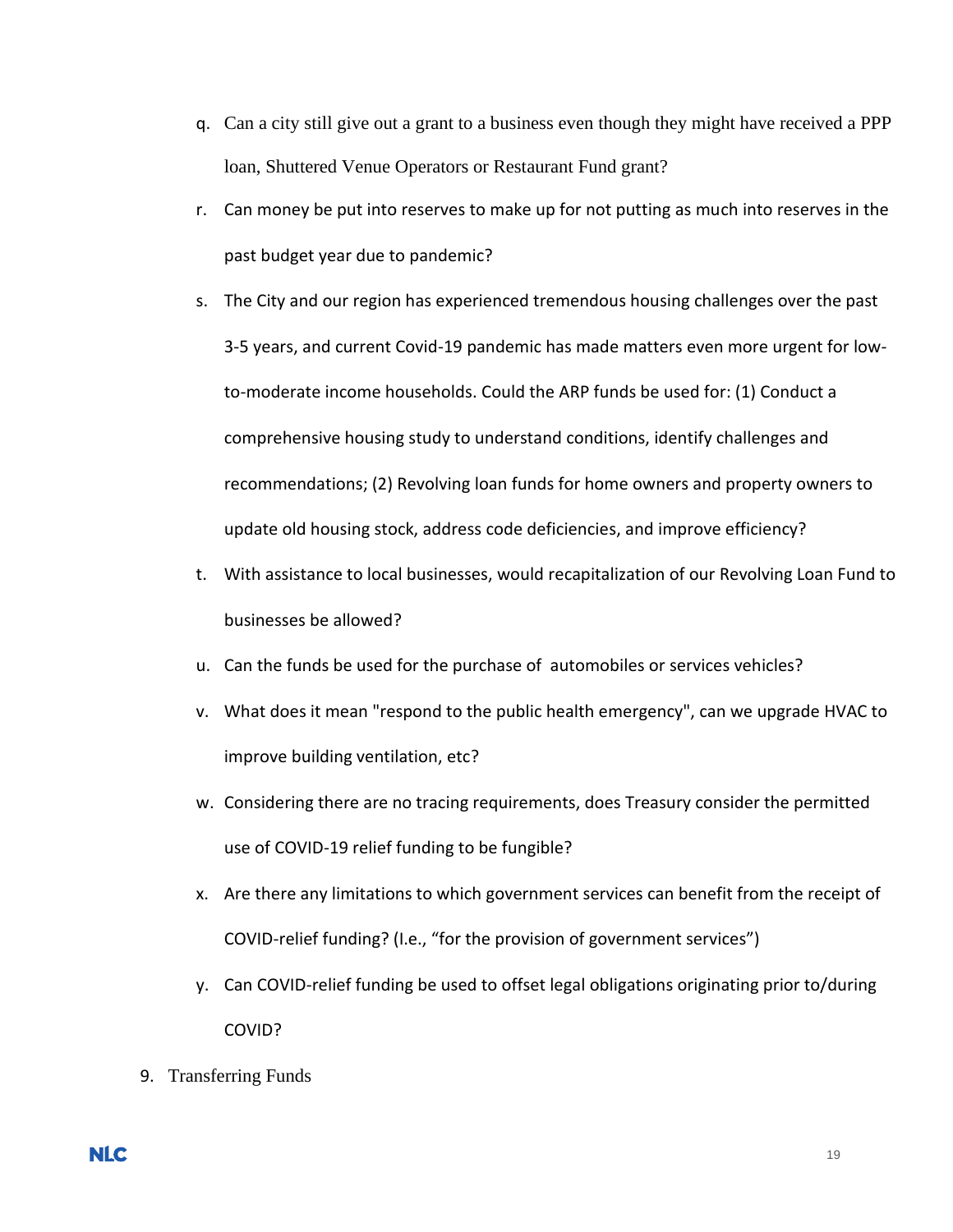q. Can a city still give out a grant to a business even though they might have received a PPP loan, Shuttered Venue Operators or Restaurant Fund grant?

r. Can money be put into reserves to make up for not putting as much into reserves in the past budget year due to pandemic?

s. The City and our region has experienced tremendous housing challenges over the past 3-5 years, and current Covid-19 pandemic has made matters even more urgent for low-to-moderate income households. Could the ARP funds be used for: (1) Conduct a comprehensive housing study to understand conditions, identify challenges and recommendations; (2) Revolving loan funds for home owners and property owners to update old housing stock, address code deficiencies, and improve efficiency?

t. With assistance to local businesses, would recapitalization of our Revolving Loan Fund to businesses be allowed?

u. Can the funds be used for the purchase of automobiles or services vehicles?

v. What does it mean "respond to the public health emergency", can we upgrade HVAC to improve building ventilation, etc?

w. Considering there are no tracing requirements, does Treasury consider the permitted use of COVID-19 relief funding to be fungible?

x. Are there any limitations to which government services can benefit from the receipt of COVID-relief funding? (I.e., "for the provision of government services")

y. Can COVID-relief funding be used to offset legal obligations originating prior to/during COVID?

9. Transferring Funds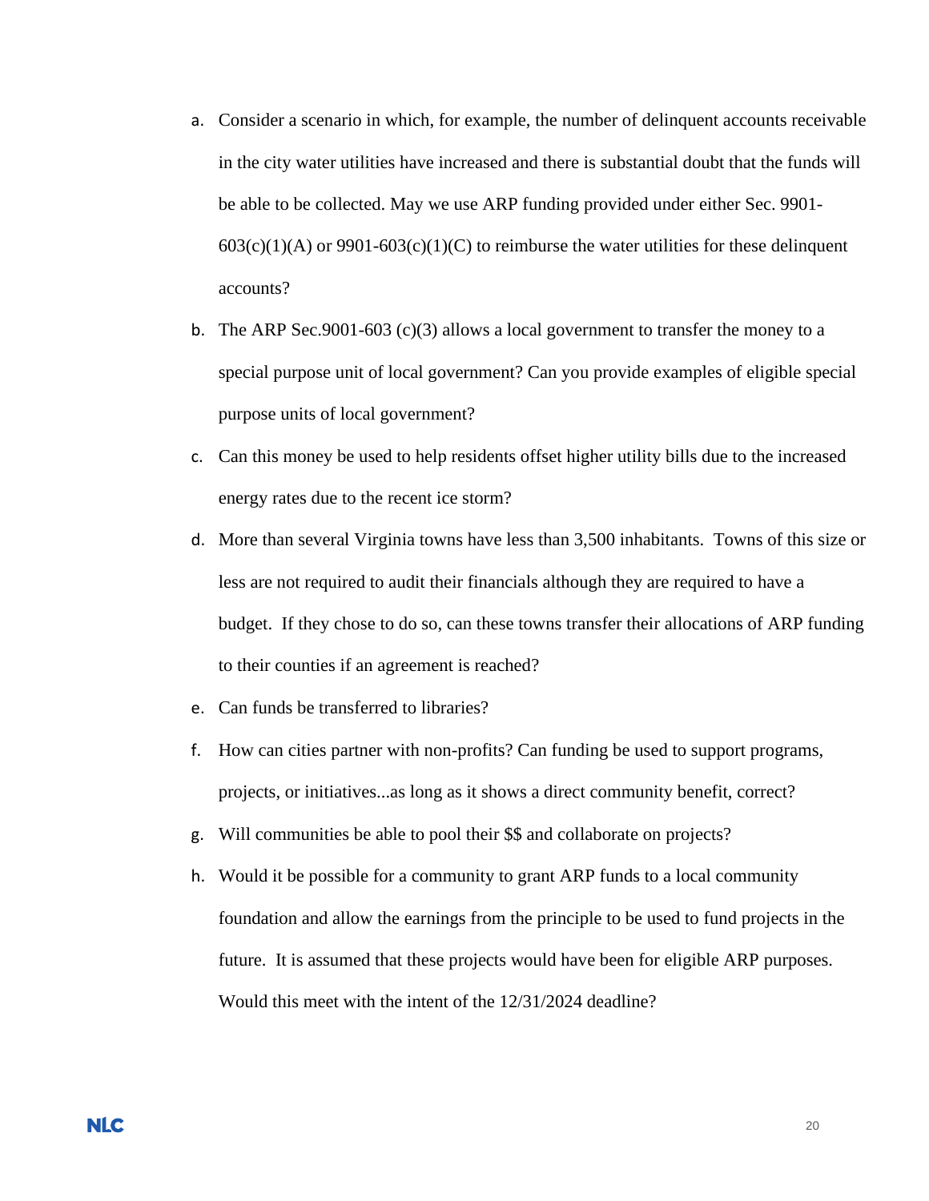a. Consider a scenario in which, for example, the number of delinquent accounts receivable in the city water utilities have increased and there is substantial doubt that the funds will be able to be collected. May we use ARP funding provided under either Sec. 9901-603(c)(1)(A) or 9901-603(c)(1)(C) to reimburse the water utilities for these delinquent accounts?

b. The ARP Sec.9001-603 (c)(3) allows a local government to transfer the money to a special purpose unit of local government? Can you provide examples of eligible special purpose units of local government?

c. Can this money be used to help residents offset higher utility bills due to the increased energy rates due to the recent ice storm?

d. More than several Virginia towns have less than 3,500 inhabitants. Towns of this size or less are not required to audit their financials although they are required to have a budget. If they chose to do so, can these towns transfer their allocations of ARP funding to their counties if an agreement is reached?

e. Can funds be transferred to libraries?

f. How can cities partner with non-profits? Can funding be used to support programs, projects, or initiatives...as long as it shows a direct community benefit, correct?

g. Will communities be able to pool their $$ and collaborate on projects?

h. Would it be possible for a community to grant ARP funds to a local community foundation and allow the earnings from the principle to be used to fund projects in the future. It is assumed that these projects would have been for eligible ARP purposes. Would this meet with the intent of the 12/31/2024 deadline?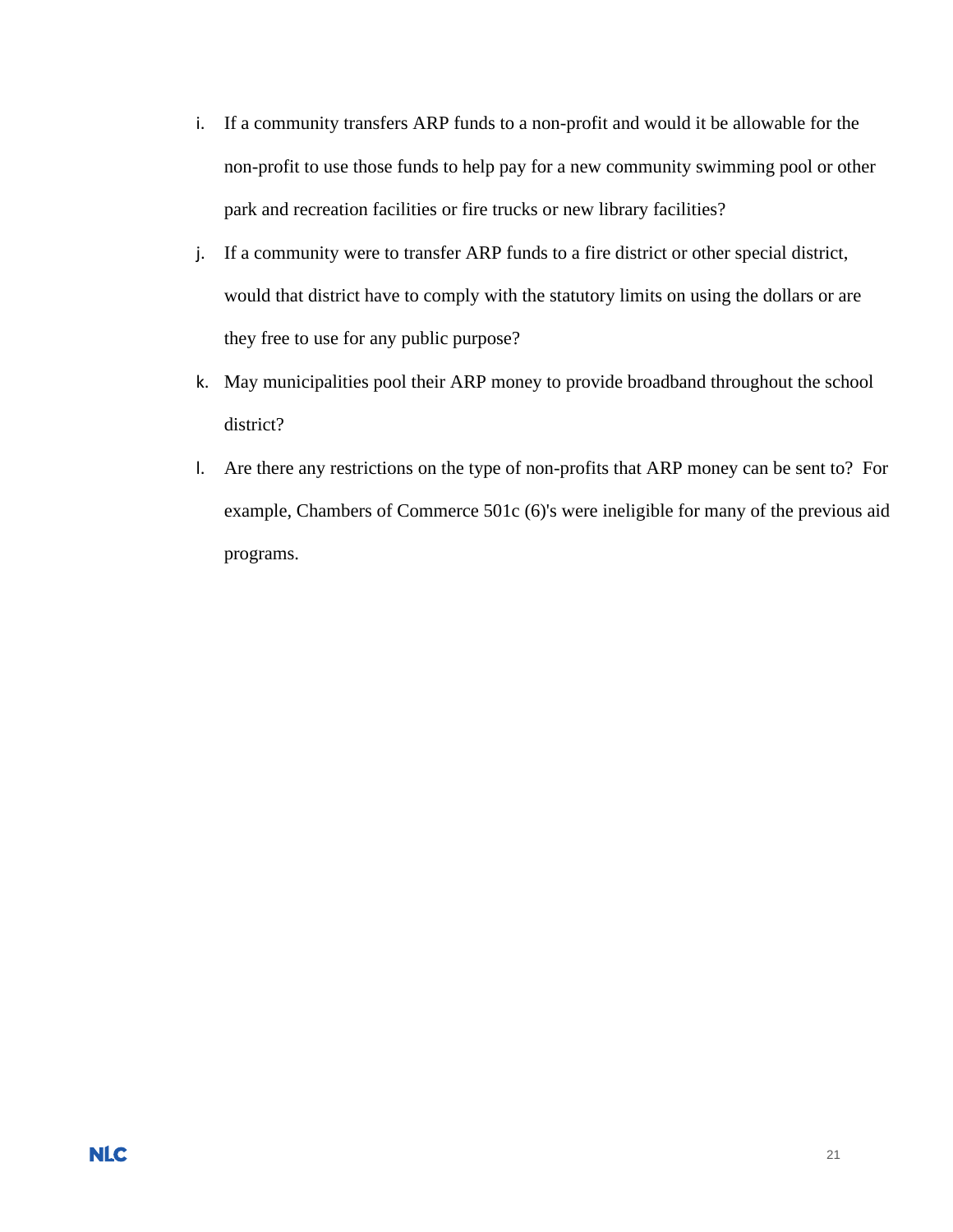i. If a community transfers ARP funds to a non-profit and would it be allowable for the non-profit to use those funds to help pay for a new community swimming pool or other park and recreation facilities or fire trucks or new library facilities?

j. If a community were to transfer ARP funds to a fire district or other special district, would that district have to comply with the statutory limits on using the dollars or are they free to use for any public purpose?

k. May municipalities pool their ARP money to provide broadband throughout the school district?

l. Are there any restrictions on the type of non-profits that ARP money can be sent to? For example, Chambers of Commerce 501c (6)'s were ineligible for many of the previous aid programs.